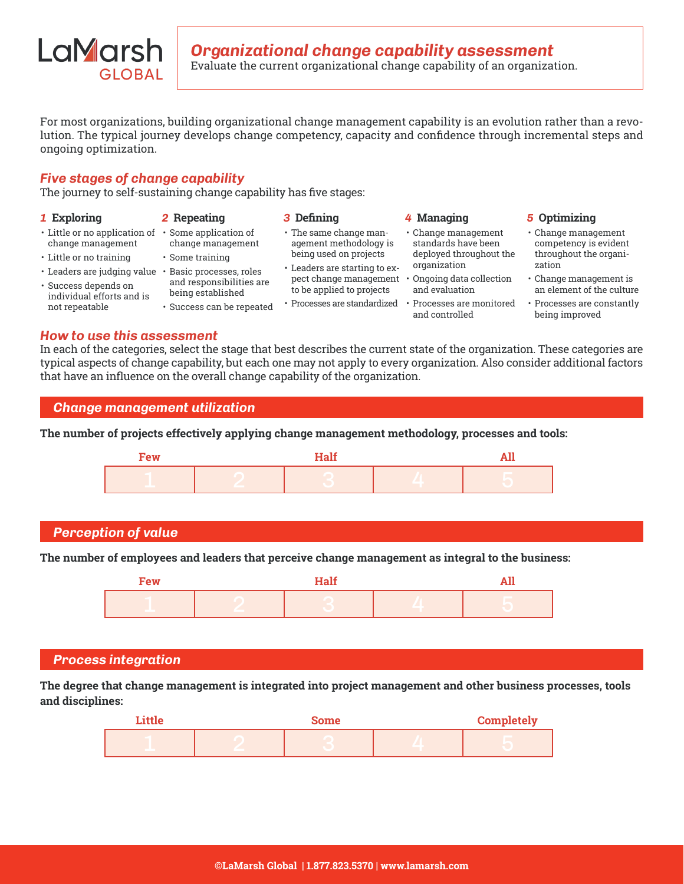LaMarsh GLOBAL

# Organizational change capability assessment

Evaluate the current organizational change capability of an organization.

For most organizations, building organizational change management capability is an evolution rather than a revolution. The typical journey develops change competency, capacity and confidence through incremental steps and ongoing optimization.

## Five stages of change capability

The journey to self-sustaining change capability has five stages:

### 1 Exploring

- Little or no application of change management
- Little or no training
- Leaders are judging value
- Success depends on individual efforts and is not repeatable

### 2 Repeating

- Some application of change management
- Some training
- Basic processes, roles and responsibilities are being established
- Success can be repeated

### 3 Defining

- The same change management methodology is being used on projects
- Leaders are starting to expect change management to be applied to projects
- Processes are standardized

### 4 Managing

- Change management standards have been deployed throughout the organization
- Ongoing data collection and evaluation
- Processes are monitored and controlled

### 5 Optimizing

- Change management competency is evident throughout the organization
- Change management is an element of the culture
- Processes are constantly being improved

## How to use this assessment

In each of the categories, select the stage that best describes the current state of the organization. These categories are typical aspects of change capability, but each one may not apply to every organization. Also consider additional factors that have an influence on the overall change capability of the organization.

## Change management utilization

**The number of projects effectively applying change management methodology, processes and tools:**

| Few | | Half | | All |
|---|---|---|---|---|
| 1 | 2 | 3 | 4 | 5 |

## Perception of value

**The number of employees and leaders that perceive change management as integral to the business:**

| Few | | Half | | All |
|---|---|---|---|---|
| 1 | 2 | 3 | 4 | 5 |

## Process integration

**The degree that change management is integrated into project management and other business processes, tools and disciplines:**

| Little | | Some | | Completely |
|---|---|---|---|---|
| 1 | 2 | 3 | 4 | 5 |

©LaMarsh Global | 1.877.823.5370 | www.lamarsh.com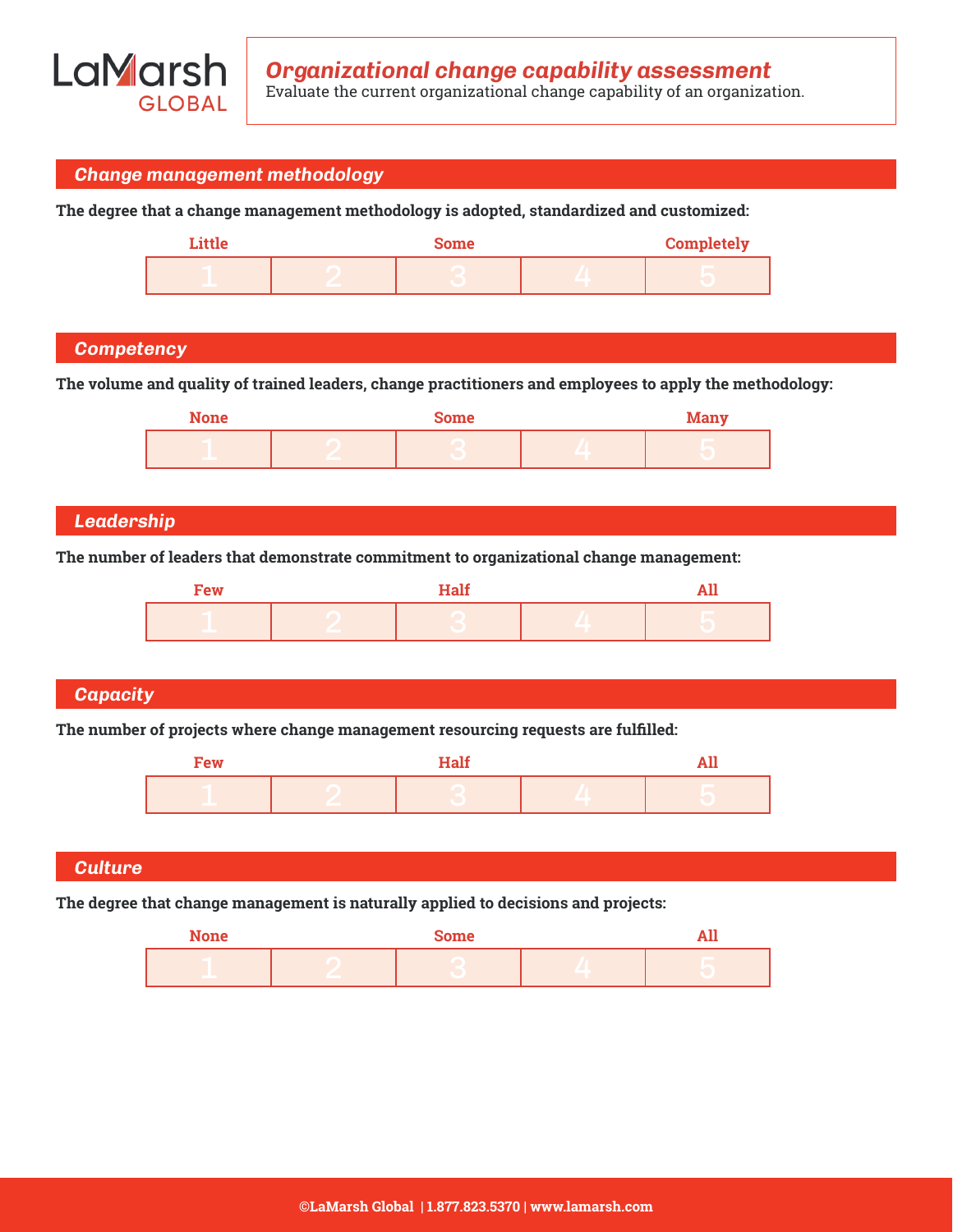LaMarsh GLOBAL

# Organizational change capability assessment

Evaluate the current organizational change capability of an organization.

## Change management methodology

**The degree that a change management methodology is adopted, standardized and customized:**

| Little | | Some | | Completely |
|---|---|---|---|---|
| 1 | 2 | 3 | 4 | 5 |

## Competency

**The volume and quality of trained leaders, change practitioners and employees to apply the methodology:**

| None | | Some | | Many |
|---|---|---|---|---|
| 1 | 2 | 3 | 4 | 5 |

## Leadership

**The number of leaders that demonstrate commitment to organizational change management:**

| Few | | Half | | All |
|---|---|---|---|---|
| 1 | 2 | 3 | 4 | 5 |

## Capacity

**The number of projects where change management resourcing requests are fulfilled:**

| Few | | Half | | All |
|---|---|---|---|---|
| 1 | 2 | 3 | 4 | 5 |

## Culture

**The degree that change management is naturally applied to decisions and projects:**

| None | | Some | | All |
|---|---|---|---|---|
| 1 | 2 | 3 | 4 | 5 |

©LaMarsh Global | 1.877.823.5370 | www.lamarsh.com